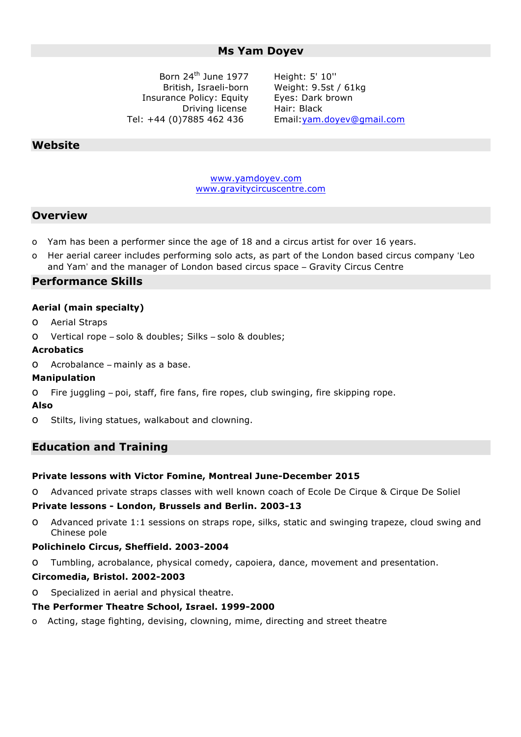# Ms Yam Doyev

Born 24th June 1977
British, Israeli-born
Insurance Policy: Equity
Driving license
Tel: +44 (0)7885 462 436

Height: 5' 10''
Weight: 9.5st / 61kg
Eyes: Dark brown
Hair: Black
Email: yam.doyev@gmail.com

## Website

www.yamdoyev.com
www.gravitycircuscentre.com

## Overview

- Yam has been a performer since the age of 18 and a circus artist for over 16 years.
- Her aerial career includes performing solo acts, as part of the London based circus company 'Leo and Yam' and the manager of London based circus space – Gravity Circus Centre

## Performance Skills

**Aerial (main specialty)**

- Aerial Straps
- Vertical rope – solo & doubles; Silks – solo & doubles;

**Acrobatics**

- Acrobalance – mainly as a base.

**Manipulation**

- Fire juggling – poi, staff, fire fans, fire ropes, club swinging, fire skipping rope.

**Also**

- Stilts, living statues, walkabout and clowning.

## Education and Training

**Private lessons with Victor Fomine, Montreal June-December 2015**

- Advanced private straps classes with well known coach of Ecole De Cirque & Cirque De Soliel

**Private lessons - London, Brussels and Berlin. 2003-13**

- Advanced private 1:1 sessions on straps rope, silks, static and swinging trapeze, cloud swing and Chinese pole

**Polichinelo Circus, Sheffield. 2003-2004**

- Tumbling, acrobalance, physical comedy, capoiera, dance, movement and presentation.

**Circomedia, Bristol. 2002-2003**

- Specialized in aerial and physical theatre.

**The Performer Theatre School, Israel. 1999-2000**

- Acting, stage fighting, devising, clowning, mime, directing and street theatre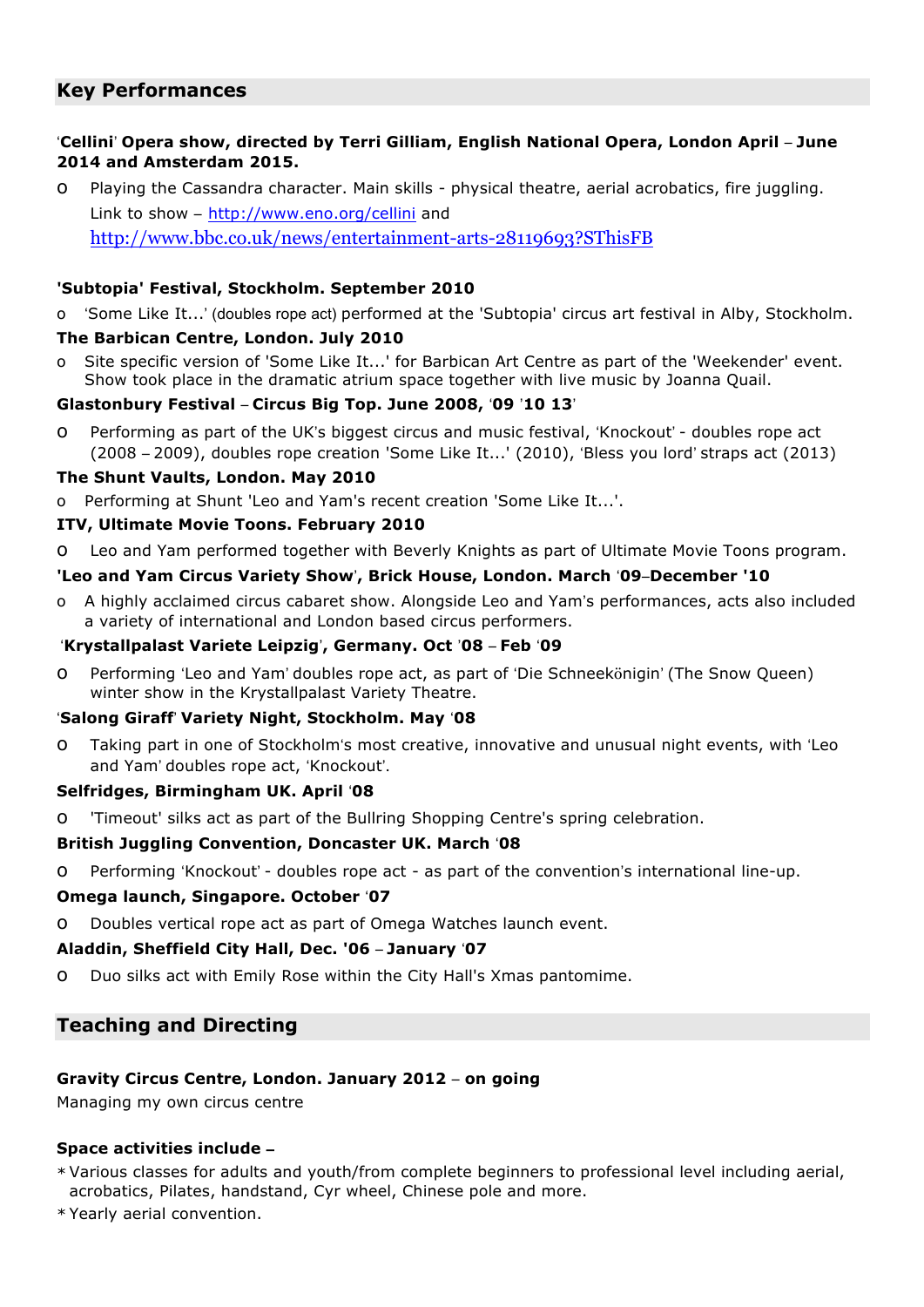## Key Performances

**'Cellini' Opera show, directed by Terri Gilliam, English National Opera, London April – June 2014 and Amsterdam 2015.**

- Playing the Cassandra character. Main skills - physical theatre, aerial acrobatics, fire juggling. Link to show – http://www.eno.org/cellini and http://www.bbc.co.uk/news/entertainment-arts-28119693?SThisFB

**'Subtopia' Festival, Stockholm. September 2010**

- 'Some Like It...' (doubles rope act) performed at the 'Subtopia' circus art festival in Alby, Stockholm.

**The Barbican Centre, London. July 2010**

- Site specific version of 'Some Like It...' for Barbican Art Centre as part of the 'Weekender' event. Show took place in the dramatic atrium space together with live music by Joanna Quail.

**Glastonbury Festival – Circus Big Top. June 2008, '09 '10 13'**

- Performing as part of the UK's biggest circus and music festival, 'Knockout' - doubles rope act (2008 – 2009), doubles rope creation 'Some Like It...' (2010), 'Bless you lord' straps act (2013)

**The Shunt Vaults, London. May 2010**

- Performing at Shunt 'Leo and Yam's recent creation 'Some Like It...'.

**ITV, Ultimate Movie Toons. February 2010**

- Leo and Yam performed together with Beverly Knights as part of Ultimate Movie Toons program.

**'Leo and Yam Circus Variety Show', Brick House, London. March '09–December '10**

- A highly acclaimed circus cabaret show. Alongside Leo and Yam's performances, acts also included a variety of international and London based circus performers.

**'Krystallpalast Variete Leipzig', Germany. Oct '08 – Feb '09**

- Performing 'Leo and Yam' doubles rope act, as part of 'Die Schneekönigin' (The Snow Queen) winter show in the Krystallpalast Variety Theatre.

**'Salong Giraff' Variety Night, Stockholm. May '08**

- Taking part in one of Stockholm's most creative, innovative and unusual night events, with 'Leo and Yam' doubles rope act, 'Knockout'.

**Selfridges, Birmingham UK. April '08**

- 'Timeout' silks act as part of the Bullring Shopping Centre's spring celebration.

**British Juggling Convention, Doncaster UK. March '08**

- Performing 'Knockout' - doubles rope act - as part of the convention's international line-up.

**Omega launch, Singapore. October '07**

- Doubles vertical rope act as part of Omega Watches launch event.

**Aladdin, Sheffield City Hall, Dec. '06 – January '07**

- Duo silks act with Emily Rose within the City Hall's Xmas pantomime.

## Teaching and Directing

**Gravity Circus Centre, London. January 2012 – on going**

Managing my own circus centre

**Space activities include –**

- Various classes for adults and youth/from complete beginners to professional level including aerial, acrobatics, Pilates, handstand, Cyr wheel, Chinese pole and more.
- Yearly aerial convention.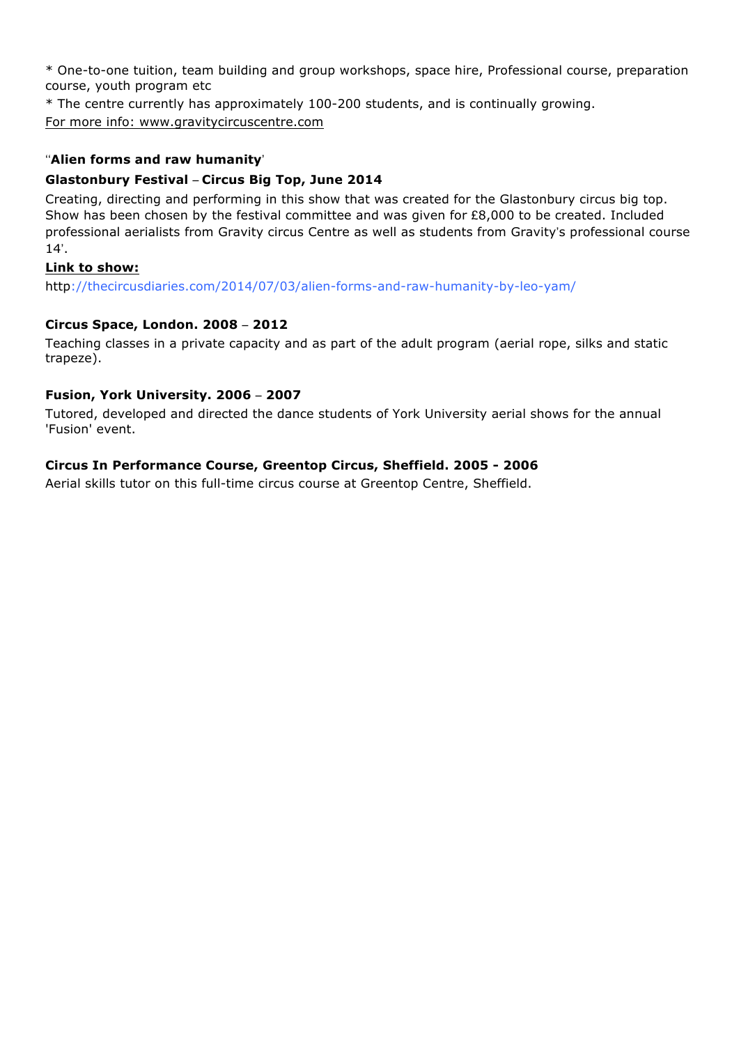* One-to-one tuition, team building and group workshops, space hire, Professional course, preparation course, youth program etc

* The centre currently has approximately 100-200 students, and is continually growing.

For more info: www.gravitycircuscentre.com

''**Alien forms and raw humanity**'

**Glastonbury Festival – Circus Big Top, June 2014**

Creating, directing and performing in this show that was created for the Glastonbury circus big top. Show has been chosen by the festival committee and was given for £8,000 to be created. Included professional aerialists from Gravity circus Centre as well as students from Gravity's professional course 14'.

**Link to show:**

http://thecircusdiaries.com/2014/07/03/alien-forms-and-raw-humanity-by-leo-yam/

**Circus Space, London. 2008 – 2012**

Teaching classes in a private capacity and as part of the adult program (aerial rope, silks and static trapeze).

**Fusion, York University. 2006 – 2007**

Tutored, developed and directed the dance students of York University aerial shows for the annual 'Fusion' event.

**Circus In Performance Course, Greentop Circus, Sheffield. 2005 - 2006**

Aerial skills tutor on this full-time circus course at Greentop Centre, Sheffield.